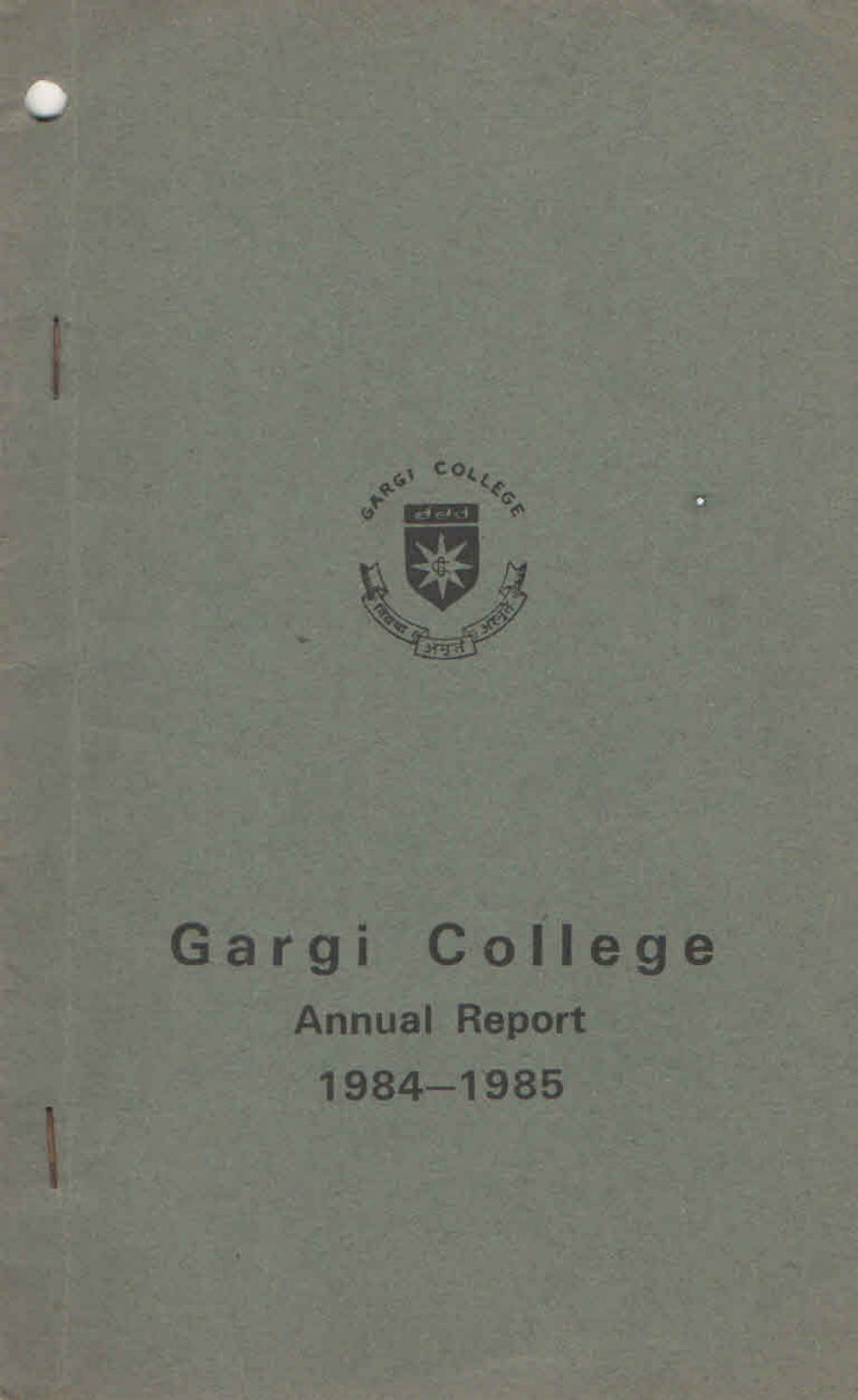# Gargi College

## Annual Report

## 1984–1985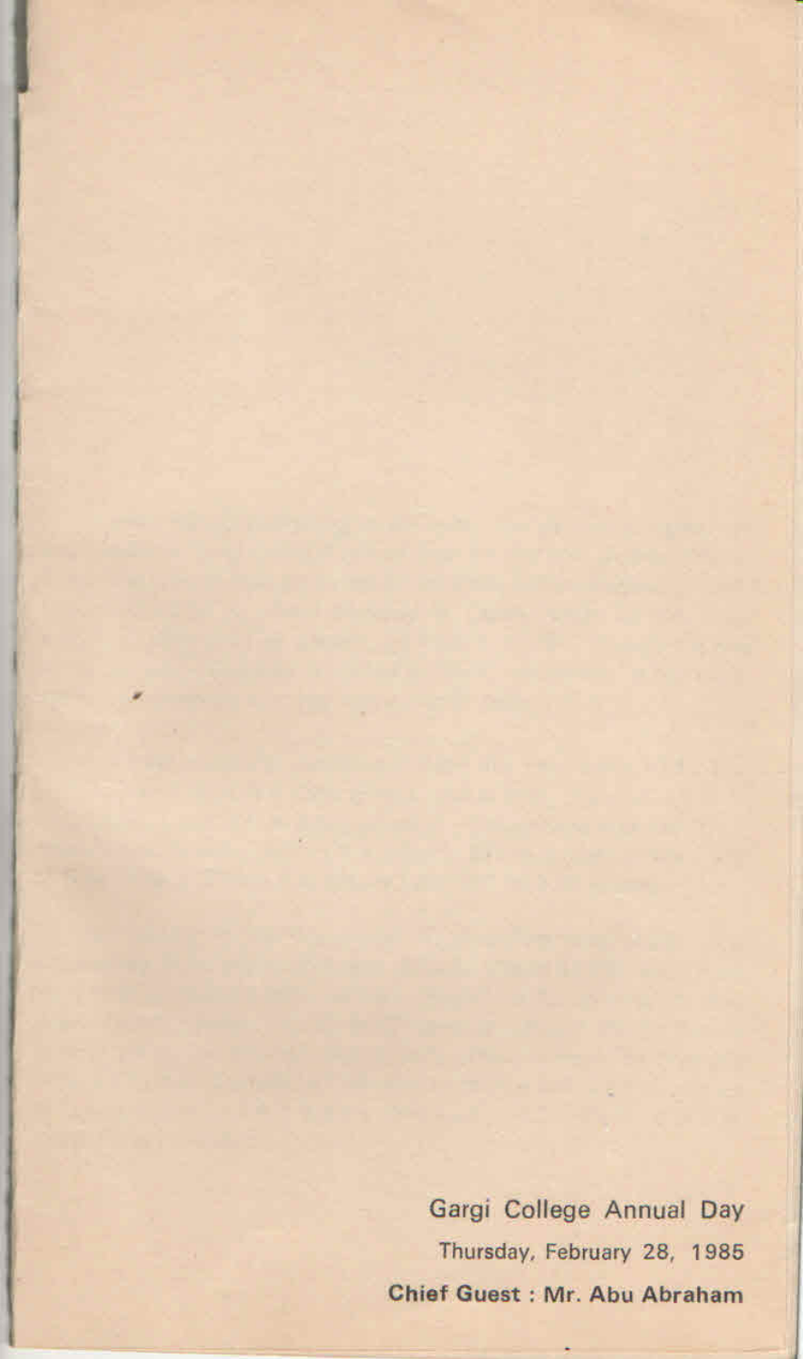Gargi College Annual Day

Thursday, February 28, 1985

**Chief Guest : Mr. Abu Abraham**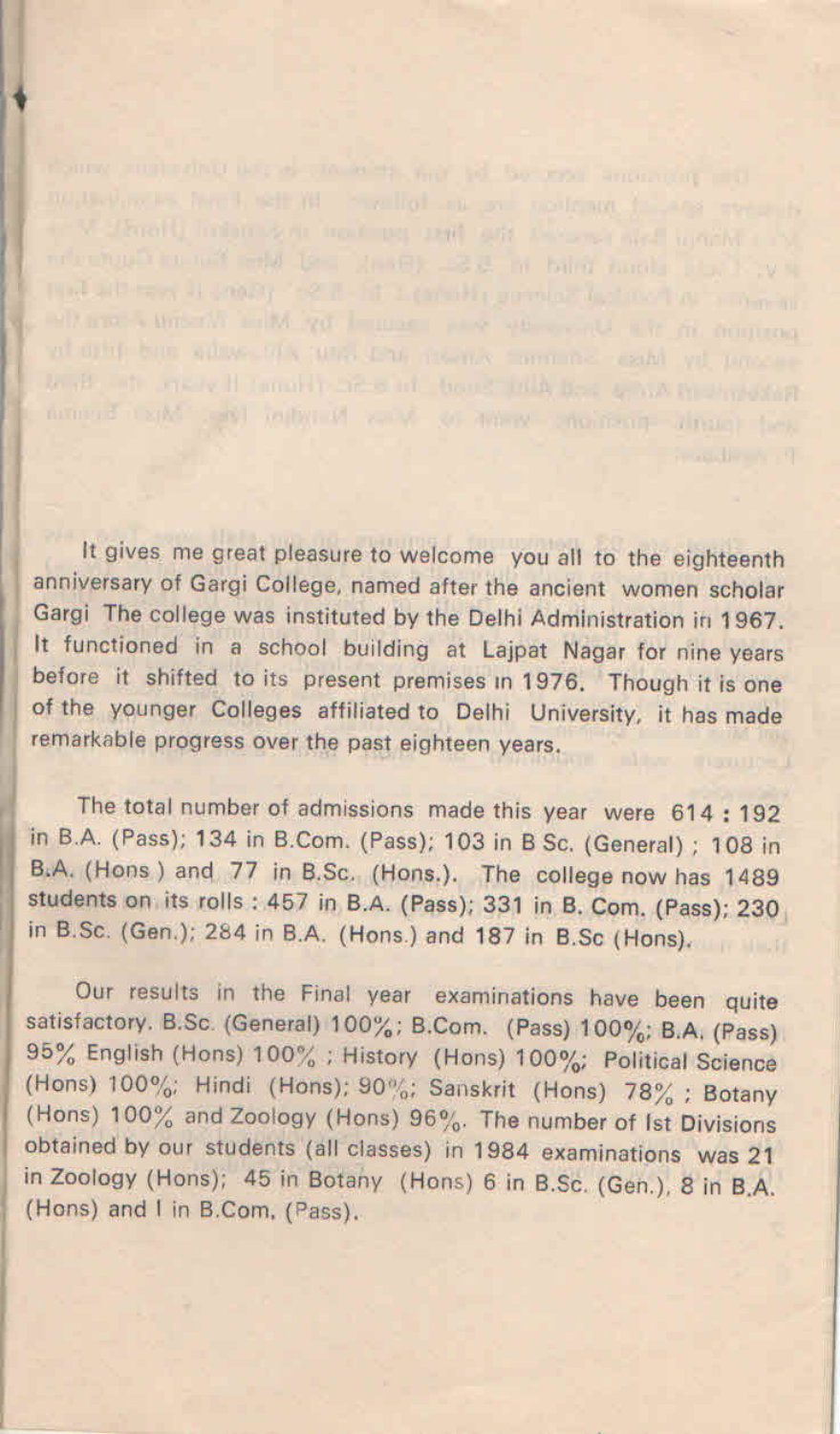It gives me great pleasure to welcome you all to the eighteenth anniversary of Gargi College, named after the ancient women scholar Gargi The college was instituted by the Delhi Administration in 1967. It functioned in a school building at Lajpat Nagar for nine years before it shifted to its present premises in 1976. Though it is one of the younger Colleges affiliated to Delhi University, it has made remarkable progress over the past eighteen years.

The total number of admissions made this year were 614 : 192 in B.A. (Pass); 134 in B.Com. (Pass); 103 in B Sc. (General) ; 108 in B.A. (Hons ) and 77 in B.Sc. (Hons.). The college now has 1489 students on its rolls : 457 in B.A. (Pass); 331 in B. Com. (Pass); 230 in B.Sc. (Gen.); 284 in B.A. (Hons.) and 187 in B.Sc (Hons).

Our results in the Final year examinations have been quite satisfactory. B.Sc (General) 100%; B.Com. (Pass) 100%; B.A. (Pass) 95% English (Hons) 100% ; History (Hons) 100%; Political Science (Hons) 100%; Hindi (Hons); 90%; Sanskrit (Hons) 78% ; Botany (Hons) 100% and Zoology (Hons) 96%. The number of Ist Divisions obtained by our students (all classes) in 1984 examinations was 21 in Zoology (Hons); 45 in Botany (Hons) 6 in B.Sc. (Gen.), 8 in B.A. (Hons) and I in B.Com. (Pass).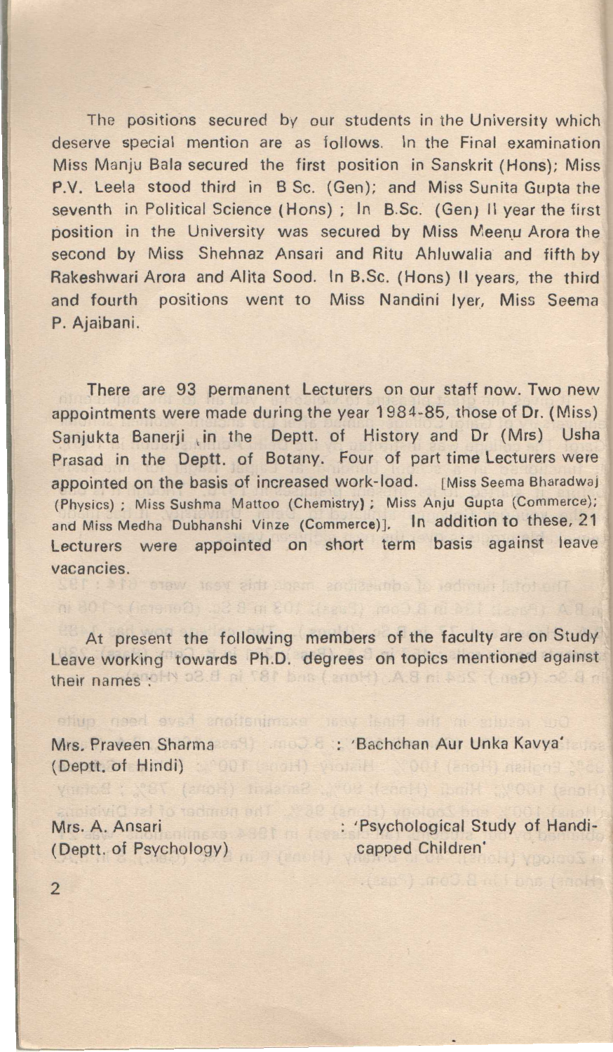The positions secured by our students in the University which deserve special mention are as follows. In the Final examination Miss Manju Bala secured the first position in Sanskrit (Hons); Miss P.V. Leela stood third in B Sc. (Gen); and Miss Sunita Gupta the seventh in Political Science (Hons) ; In B.Sc. (Gen) II year the first position in the University was secured by Miss Meenu Arora the second by Miss Shehnaz Ansari and Ritu Ahluwalia and fifth by Rakeshwari Arora and Alita Sood. In B.Sc. (Hons) II years, the third and fourth positions went to Miss Nandini Iyer, Miss Seema P. Ajaibani.

There are 93 permanent Lecturers on our staff now. Two new appointments were made during the year 1984-85, those of Dr. (Miss) Sanjukta Banerji in the Deptt. of History and Dr (Mrs) Usha Prasad in the Deptt. of Botany. Four of part time Lecturers were appointed on the basis of increased work-load. [Miss Seema Bharadwaj (Physics) ; Miss Sushma Mattoo (Chemistry) ; Miss Anju Gupta (Commerce); and Miss Medha Dubhanshi Vinze (Commerce)]. In addition to these, 21 Lecturers were appointed on short term basis against leave vacancies.

At present the following members of the faculty are on Study Leave working towards Ph.D. degrees on topics mentioned against their names :

Mrs. Praveen Sharma (Deptt. of Hindi) : 'Bachchan Aur Unka Kavya'

Mrs. A. Ansari (Deptt. of Psychology) : 'Psychological Study of Handicapped Children'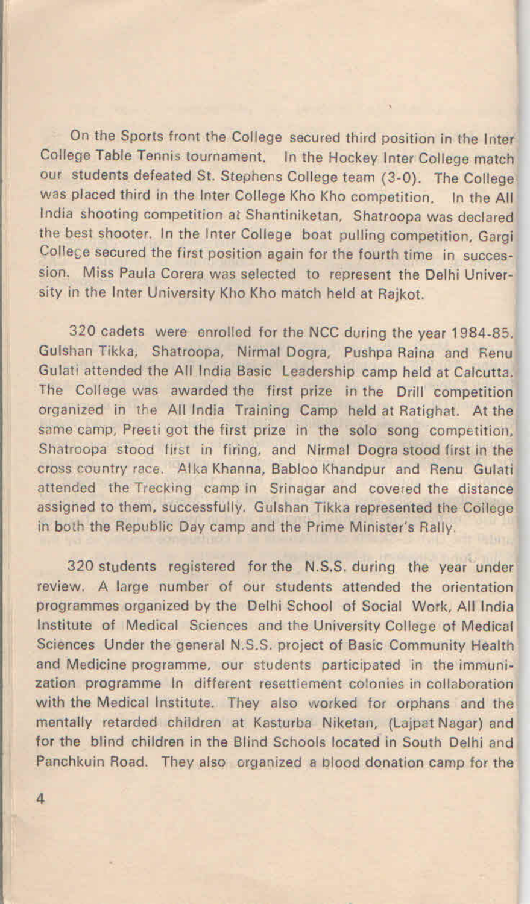On the Sports front the College secured third position in the Inter College Table Tennis tournament. In the Hockey Inter College match our students defeated St. Stephens College team (3-0). The College was placed third in the Inter College Kho Kho competition. In the All India shooting competition at Shantiniketan, Shatroopa was declared the best shooter. In the Inter College boat pulling competition, Gargi College secured the first position again for the fourth time in succession. Miss Paula Corera was selected to represent the Delhi University in the Inter University Kho Kho match held at Rajkot.

320 cadets were enrolled for the NCC during the year 1984-85. Gulshan Tikka, Shatroopa, Nirmal Dogra, Pushpa Raina and Renu Gulati attended the All India Basic Leadership camp held at Calcutta. The College was awarded the first prize in the Drill competition organized in the All India Training Camp held at Ratighat. At the same camp, Preeti got the first prize in the solo song competition, Shatroopa stood first in firing, and Nirmal Dogra stood first in the cross country race. Alka Khanna, Babloo Khandpur and Renu Gulati attended the Trecking camp in Srinagar and covered the distance assigned to them, successfully. Gulshan Tikka represented the College in both the Republic Day camp and the Prime Minister's Rally.

320 students registered for the N.S.S. during the year under review. A large number of our students attended the orientation programmes organized by the Delhi School of Social Work, All India Institute of Medical Sciences and the University College of Medical Sciences Under the general N.S.S. project of Basic Community Health and Medicine programme, our students participated in the immunization programme In different resettlement colonies in collaboration with the Medical Institute. They also worked for orphans and the mentally retarded children at Kasturba Niketan, (Lajpat Nagar) and for the blind children in the Blind Schools located in South Delhi and Panchkuin Road. They also organized a blood donation camp for the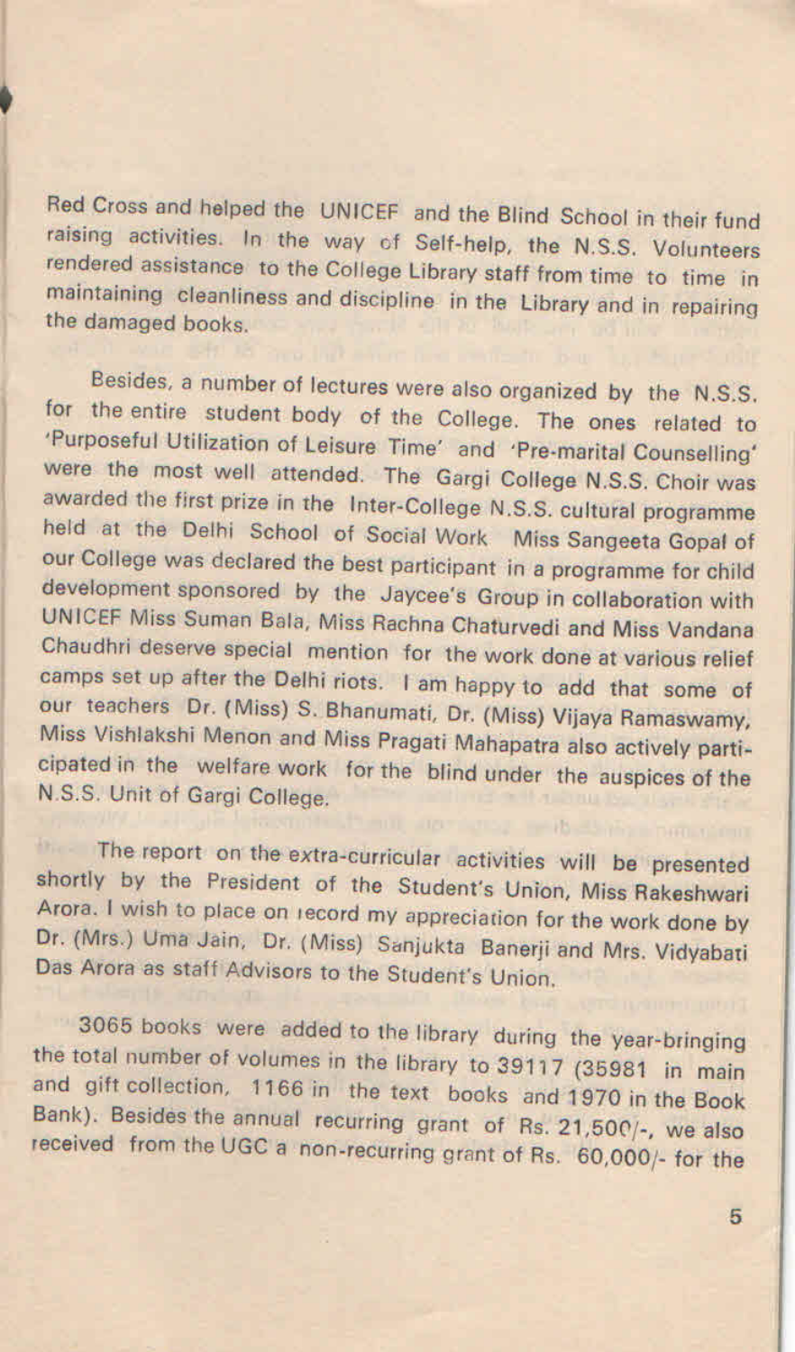Red Cross and helped the UNICEF and the Blind School in their fund raising activities. In the way of Self-help, the N.S.S. Volunteers rendered assistance to the College Library staff from time to time in maintaining cleanliness and discipline in the Library and in repairing the damaged books.

Besides, a number of lectures were also organized by the N.S.S. for the entire student body of the College. The ones related to 'Purposeful Utilization of Leisure Time' and 'Pre-marital Counselling' were the most well attended. The Gargi College N.S.S. Choir was awarded the first prize in the Inter-College N.S.S. cultural programme held at the Delhi School of Social Work Miss Sangeeta Gopal of our College was declared the best participant in a programme for child development sponsored by the Jaycee's Group in collaboration with UNICEF Miss Suman Bala, Miss Rachna Chaturvedi and Miss Vandana Chaudhri deserve special mention for the work done at various relief camps set up after the Delhi riots. I am happy to add that some of our teachers Dr. (Miss) S. Bhanumati, Dr. (Miss) Vijaya Ramaswamy, Miss Vishlakshi Menon and Miss Pragati Mahapatra also actively participated in the welfare work for the blind under the auspices of the N.S.S. Unit of Gargi College.

The report on the extra-curricular activities will be presented shortly by the President of the Student's Union, Miss Rakeshwari Arora. I wish to place on record my appreciation for the work done by Dr. (Mrs.) Uma Jain, Dr. (Miss) Sanjukta Banerji and Mrs. Vidyabati Das Arora as staff Advisors to the Student's Union.

3065 books were added to the library during the year-bringing the total number of volumes in the library to 39117 (35981 in main and gift collection, 1166 in the text books and 1970 in the Book Bank). Besides the annual recurring grant of Rs. 21,500/-, we also received from the UGC a non-recurring grant of Rs. 60,000/- for the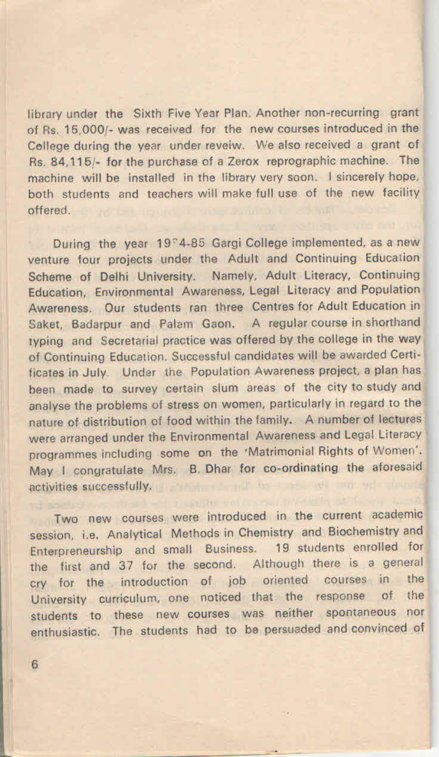library under the Sixth Five Year Plan. Another non-recurring grant of Rs. 15,000/- was received for the new courses introduced in the College during the year under reveiw. We also received a grant of Rs. 84,115/- for the purchase of a Zerox reprographic machine. The machine will be installed in the library very soon. I sincerely hope, both students and teachers will make full use of the new facility offered.

During the year 1984-85 Gargi College implemented, as a new venture four projects under the Adult and Continuing Education Scheme of Delhi University. Namely, Adult Literacy, Continuing Education, Environmental Awareness, Legal Literacy and Population Awareness. Our students ran three Centres for Adult Education in Saket, Badarpur and Palam Gaon. A regular course in shorthand typing and Secretarial practice was offered by the college in the way of Continuing Education. Successful candidates will be awarded Certificates in July. Under the Population Awareness project, a plan has been made to survey certain slum areas of the city to study and analyse the problems of stress on women, particularly in regard to the nature of distribution of food within the family. A number of lectures were arranged under the Environmental Awareness and Legal Literacy programmes including some on the 'Matrimonial Rights of Women'. May I congratulate Mrs. B. Dhar for co-ordinating the aforesaid activities successfully.

Two new courses were introduced in the current academic session, i.e. Analytical Methods in Chemistry and Biochemistry and Enterpreneurship and small Business. 19 students enrolled for the first and 37 for the second. Although there is a general cry for the introduction of job oriented courses in the University curriculum, one noticed that the response of the students to these new courses was neither spontaneous nor enthusiastic. The students had to be persuaded and convinced of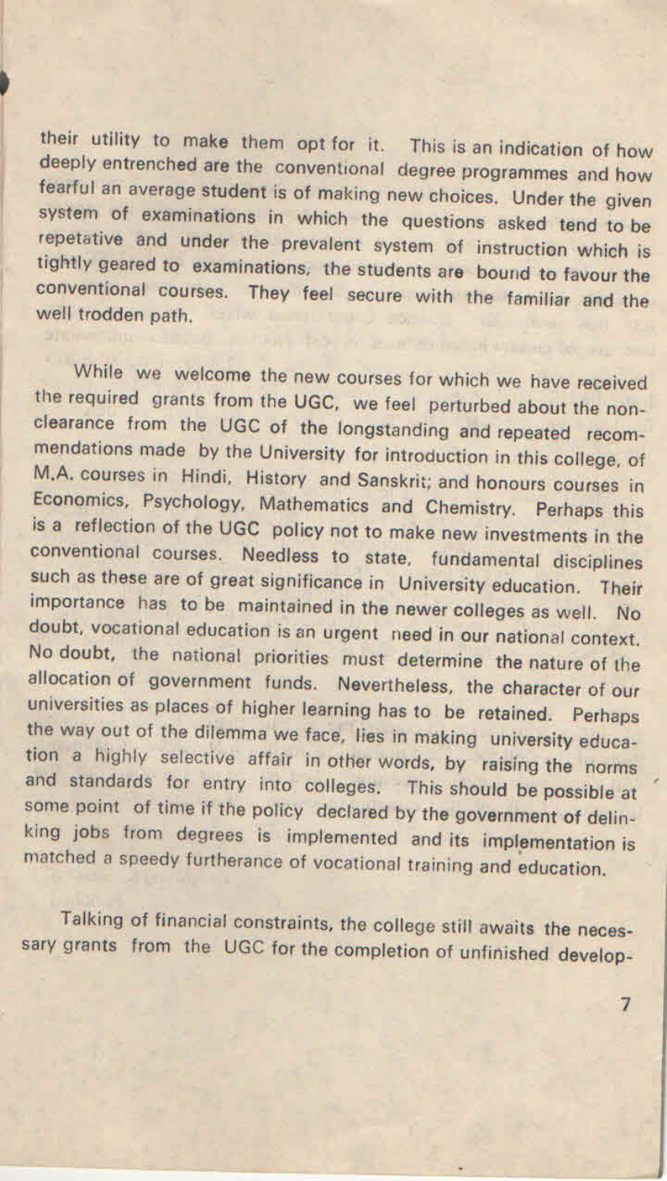their utility to make them opt for it. This is an indication of how deeply entrenched are the conventional degree programmes and how fearful an average student is of making new choices. Under the given system of examinations in which the questions asked tend to be repetative and under the prevalent system of instruction which is tightly geared to examinations, the students are bound to favour the conventional courses. They feel secure with the familiar and the well trodden path.

While we welcome the new courses for which we have received the required grants from the UGC, we feel perturbed about the non-clearance from the UGC of the longstanding and repeated recommendations made by the University for introduction in this college, of M.A. courses in Hindi, History and Sanskrit; and honours courses in Economics, Psychology, Mathematics and Chemistry. Perhaps this is a reflection of the UGC policy not to make new investments in the conventional courses. Needless to state, fundamental disciplines such as these are of great significance in University education. Their importance has to be maintained in the newer colleges as well. No doubt, vocational education is an urgent need in our national context. No doubt, the national priorities must determine the nature of the allocation of government funds. Nevertheless, the character of our universities as places of higher learning has to be retained. Perhaps the way out of the dilemma we face, lies in making university education a highly selective affair in other words, by raising the norms and standards for entry into colleges. This should be possible at some point of time if the policy declared by the government of delinking jobs from degrees is implemented and its implementation is matched a speedy furtherance of vocational training and education.

Talking of financial constraints, the college still awaits the necessary grants from the UGC for the completion of unfinished develop-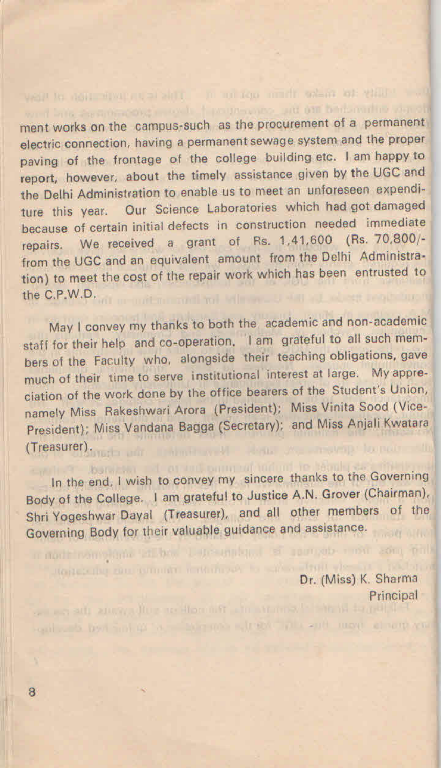ment works on the campus-such as the procurement of a permanent electric connection, having a permanent sewage system and the proper paving of the frontage of the college building etc. I am happy to report, however, about the timely assistance given by the UGC and the Delhi Administration to enable us to meet an unforeseen expenditure this year. Our Science Laboratories which had got damaged because of certain initial defects in construction needed immediate repairs. We received a grant of Rs. 1,41,600 (Rs. 70,800/- from the UGC and an equivalent amount from the Delhi Administration) to meet the cost of the repair work which has been entrusted to the C.P.W.D.

May I convey my thanks to both the academic and non-academic staff for their help and co-operation. I am grateful to all such members of the Faculty who, alongside their teaching obligations, gave much of their time to serve institutional interest at large. My appreciation of the work done by the office bearers of the Student's Union, namely Miss Rakeshwari Arora (President); Miss Vinita Sood (Vice-President); Miss Vandana Bagga (Secretary); and Miss Anjali Kwatara (Treasurer).

In the end, I wish to convey my sincere thanks to the Governing Body of the College. I am grateful to Justice A.N. Grover (Chairman), Shri Yogeshwar Dayal (Treasurer), and all other members of the Governing Body for their valuable guidance and assistance.

Dr. (Miss) K. Sharma
Principal